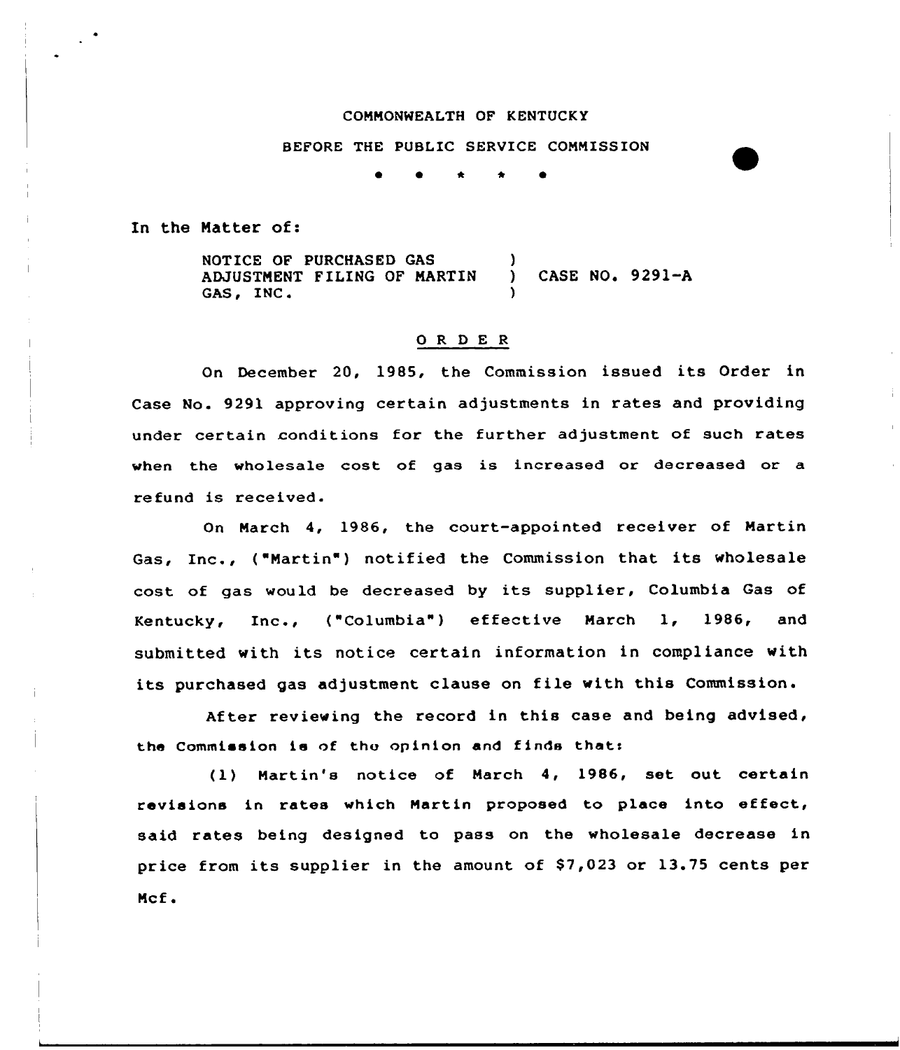COMMONWEALTH OF KENTUCKY

BEFORE THE PUBLIC SERVICE COMMISSION

\* \* \* \* \*

In the Matter of:

NOTICE OF PURCHASED GAS ADJUSTMENT FILING OF MARTIN GAS, INC. ) CASE NO. 9291-A

## O R D E R

On December 20, 1985, the Commission issued its Order in Case No. 9291 approving certain adjustments in rates and providing under certain conditions for the further adjustment of such rates when the wholesale cost of gas is increased or decreased or a refund is received.

On March 4, 1986, the court-appointed receiver of Martin Gas, Inc., ("Martin") notified the Commission that its wholesale cost of gas would be decreased by its supplier, Columbia Gas of Kentucky, Inc., ("Columbia") effective March 1, 1986, and submitted with its notice certain information in compliance with its purchased gas adjustment clause on file with this Commission.

After reviewing the record in this case and being advised, the Commission is of the opinion and finds that:

(1) Martin's notice of March 4, 1986, set out certain revisions in rates which Martin proposed to place into effect, said rates being designed to pass on the wholesale decrease in price from its supplier in the amount of $7,023 or 13.75 cents per Mcf.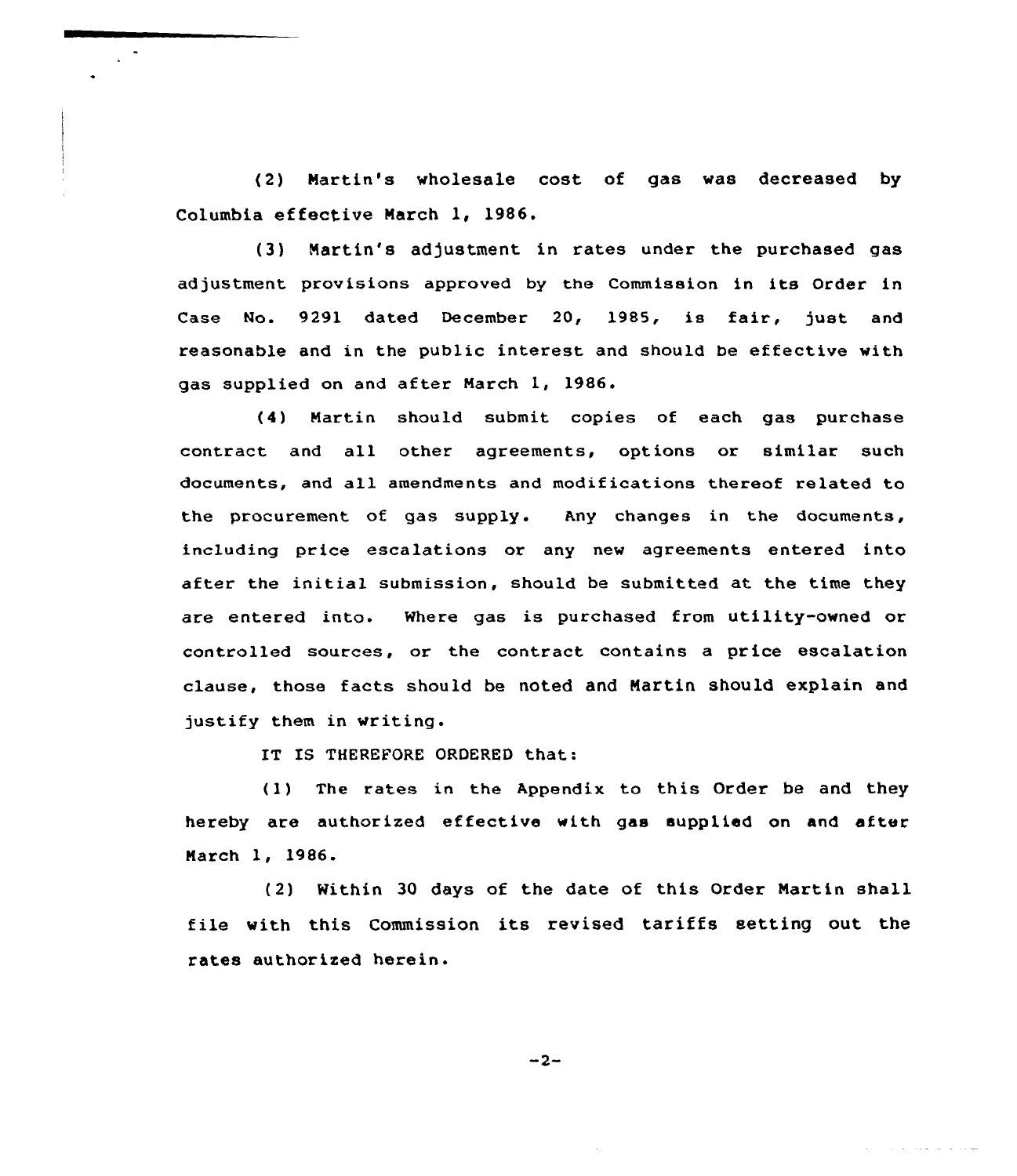(2) Martin's wholesale cost of gas was decreased by Columbia effective March 1, 1986.

(3) Martin's adjustment in rates under the purchased gas adjustment provisions approved by the Commission in its Order in Case No. 9291 dated December 20, 1985, is fair, just and reasonable and in the public interest and should be effective with gas supplied on and after March 1, 1986.

(4) Martin should submit copies of each gas purchase contract and all other agreements, options or similar such documents, and all amendments and modifications thereof related to the procurement of gas supply. Any changes in the documents, including price escalations or any new agreements entered into after the initial submission, should be submitted at the time they are entered into. Where gas is purchased from utility-owned or controlled sources, or the contract contains a price escalation clause, those facts should be noted and Martin should explain and justify them in writing.

IT IS THEREFORE ORDERED that:

(1) The rates in the Appendix to this Order be and they hereby are authorized effective with gas supplied on and after March 1, 1986.

(2) Within 30 days of the date of this Order Martin shall file with this Commission its revised tariffs setting out the rates authorized herein.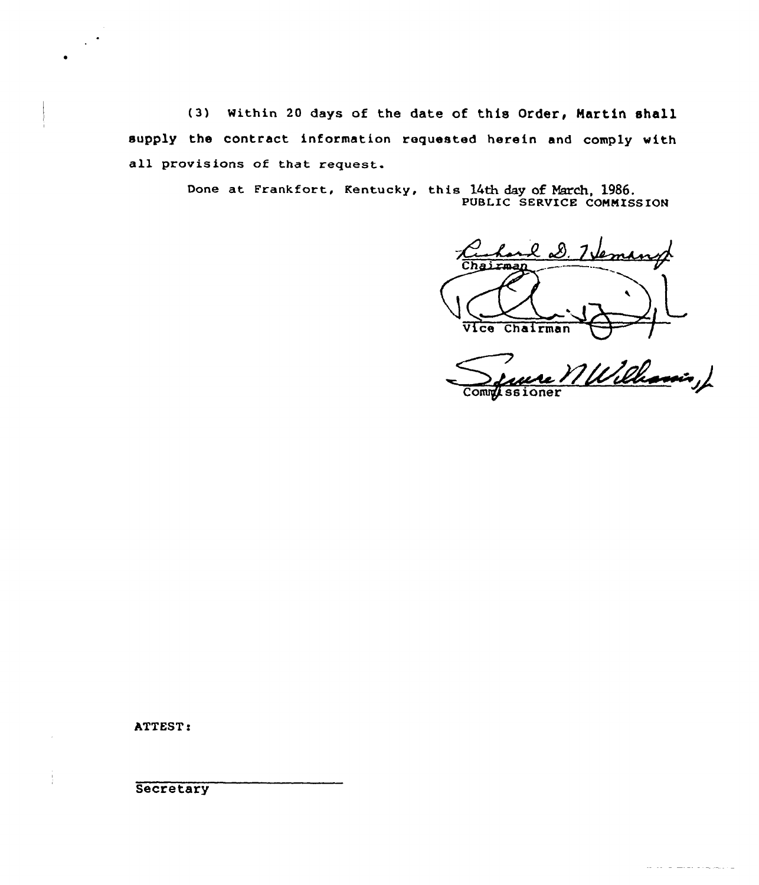(3) Within 20 days of the date of this Order, Martin shall supply the contract information requested herein and comply with all provisions of that request.

Done at Frankfort, Kentucky, this 14th day of March, 1986.

PUBLIC SERVICE COMMISSION

Chairman

Vice Chairman

Commissioner

ATTEST:

Secretary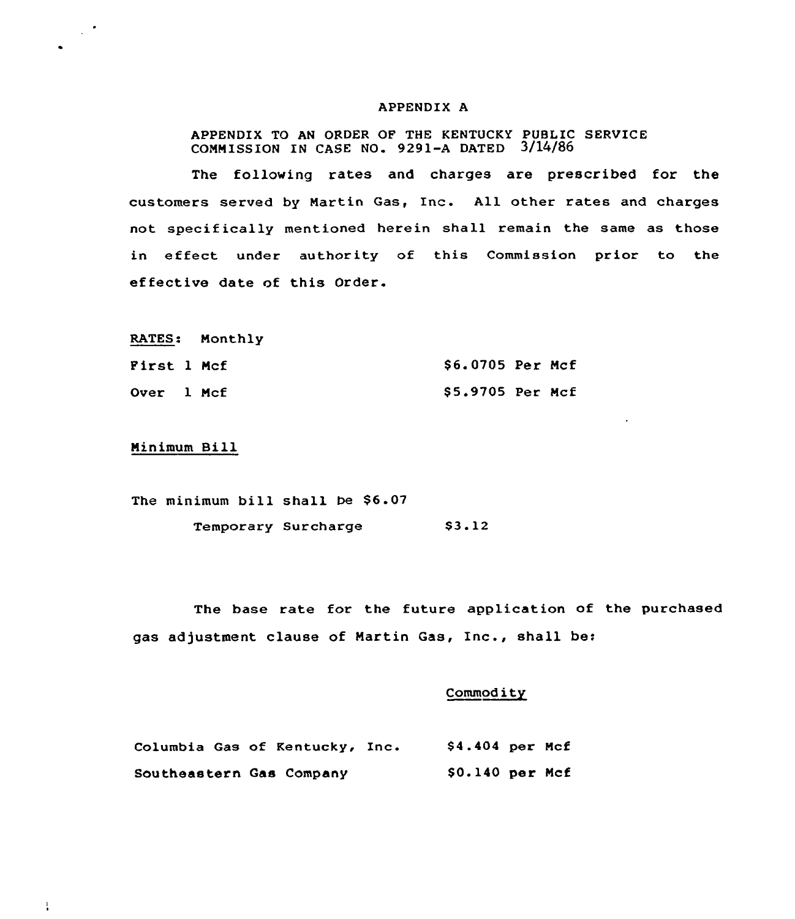# APPENDIX A

APPENDIX TO AN ORDER OF THE KENTUCKY PUBLIC SERVICE COMMISSION IN CASE NO. 9291-A DATED 3/14/86

The following rates and charges are prescribed for the customers served by Martin Gas, Inc. All other rates and charges not specifically mentioned herein shall remain the same as those in effect under authority of this Commission prior to the effective date of this Order.

RATES: Monthly

| | |
|---|---|
| First 1 Mcf | $6.0705 Per Mcf |
| Over 1 Mcf | $5.9705 Per Mcf |

Minimum Bill

The minimum bill shall be $6.07

| | |
|---|---|
| Temporary Surcharge | $3.12 |

The base rate for the future application of the purchased gas adjustment clause of Martin Gas, Inc., shall be:

| | Commodity |
|---|---|
| Columbia Gas of Kentucky, Inc. | $4.404 per Mcf |
| Southeastern Gas Company | $0.140 per Mcf |